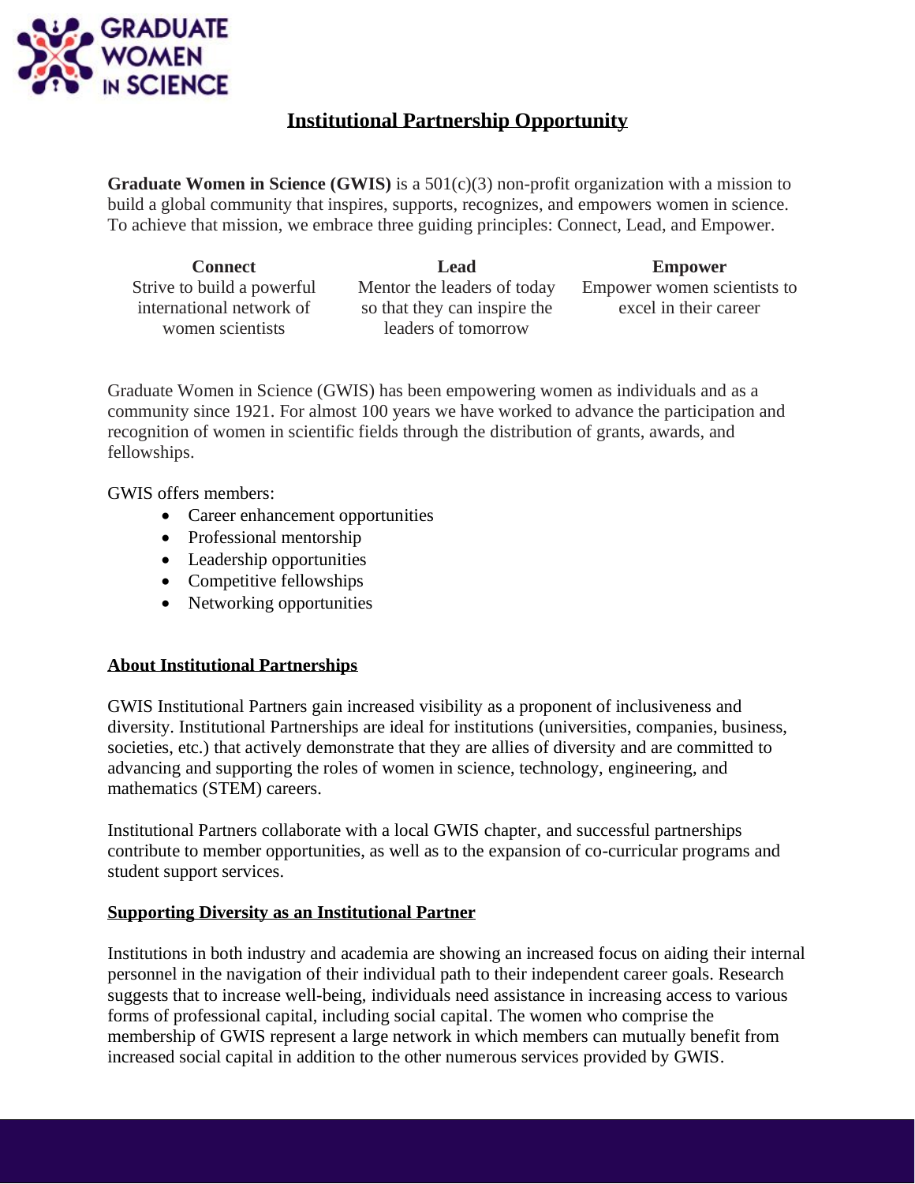# Institutional Partnership Opportunity

**Graduate Women in Science (GWIS)** is a 501(c)(3) non-profit organization with a mission to build a global community that inspires, supports, recognizes, and empowers women in science. To achieve that mission, we embrace three guiding principles: Connect, Lead, and Empower.

| **Connect** | **Lead** | **Empower** |
|---|---|---|
| Strive to build a powerful international network of women scientists | Mentor the leaders of today so that they can inspire the leaders of tomorrow | Empower women scientists to excel in their career |

Graduate Women in Science (GWIS) has been empowering women as individuals and as a community since 1921. For almost 100 years we have worked to advance the participation and recognition of women in scientific fields through the distribution of grants, awards, and fellowships.

GWIS offers members:

- Career enhancement opportunities
- Professional mentorship
- Leadership opportunities
- Competitive fellowships
- Networking opportunities

## About Institutional Partnerships

GWIS Institutional Partners gain increased visibility as a proponent of inclusiveness and diversity. Institutional Partnerships are ideal for institutions (universities, companies, business, societies, etc.) that actively demonstrate that they are allies of diversity and are committed to advancing and supporting the roles of women in science, technology, engineering, and mathematics (STEM) careers.

Institutional Partners collaborate with a local GWIS chapter, and successful partnerships contribute to member opportunities, as well as to the expansion of co-curricular programs and student support services.

## Supporting Diversity as an Institutional Partner

Institutions in both industry and academia are showing an increased focus on aiding their internal personnel in the navigation of their individual path to their independent career goals. Research suggests that to increase well-being, individuals need assistance in increasing access to various forms of professional capital, including social capital. The women who comprise the membership of GWIS represent a large network in which members can mutually benefit from increased social capital in addition to the other numerous services provided by GWIS.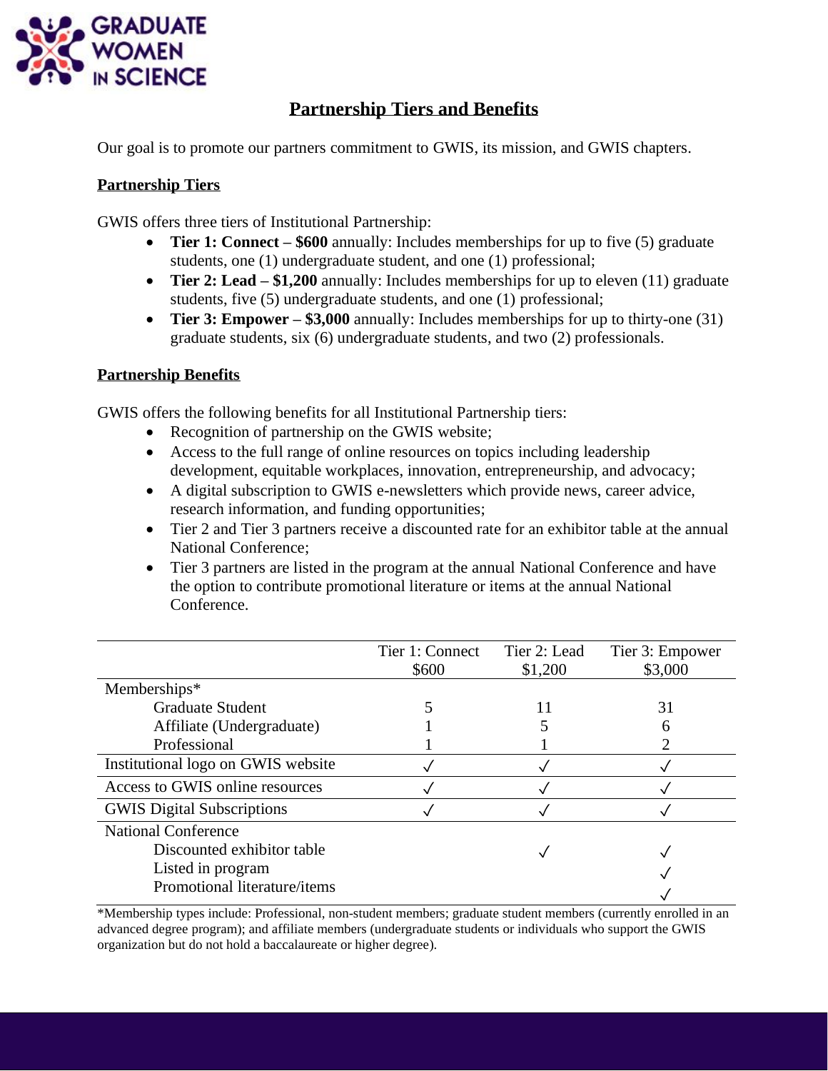## Partnership Tiers and Benefits

Our goal is to promote our partners commitment to GWIS, its mission, and GWIS chapters.

### Partnership Tiers

GWIS offers three tiers of Institutional Partnership:

- **Tier 1: Connect – $600** annually: Includes memberships for up to five (5) graduate students, one (1) undergraduate student, and one (1) professional;
- **Tier 2: Lead – $1,200** annually: Includes memberships for up to eleven (11) graduate students, five (5) undergraduate students, and one (1) professional;
- **Tier 3: Empower – $3,000** annually: Includes memberships for up to thirty-one (31) graduate students, six (6) undergraduate students, and two (2) professionals.

### Partnership Benefits

GWIS offers the following benefits for all Institutional Partnership tiers:

- Recognition of partnership on the GWIS website;
- Access to the full range of online resources on topics including leadership development, equitable workplaces, innovation, entrepreneurship, and advocacy;
- A digital subscription to GWIS e-newsletters which provide news, career advice, research information, and funding opportunities;
- Tier 2 and Tier 3 partners receive a discounted rate for an exhibitor table at the annual National Conference;
- Tier 3 partners are listed in the program at the annual National Conference and have the option to contribute promotional literature or items at the annual National Conference.

| | Tier 1: Connect $600 | Tier 2: Lead $1,200 | Tier 3: Empower $3,000 |
|---|---|---|---|
| Memberships* | | | |
| Graduate Student | 5 | 11 | 31 |
| Affiliate (Undergraduate) | 1 | 5 | 6 |
| Professional | 1 | 1 | 2 |
| Institutional logo on GWIS website | ✓ | ✓ | ✓ |
| Access to GWIS online resources | ✓ | ✓ | ✓ |
| GWIS Digital Subscriptions | ✓ | ✓ | ✓ |
| National Conference | | | |
| Discounted exhibitor table | | ✓ | ✓ |
| Listed in program | | | ✓ |
| Promotional literature/items | | | ✓ |

*Membership types include: Professional, non-student members; graduate student members (currently enrolled in an advanced degree program); and affiliate members (undergraduate students or individuals who support the GWIS organization but do not hold a baccalaureate or higher degree).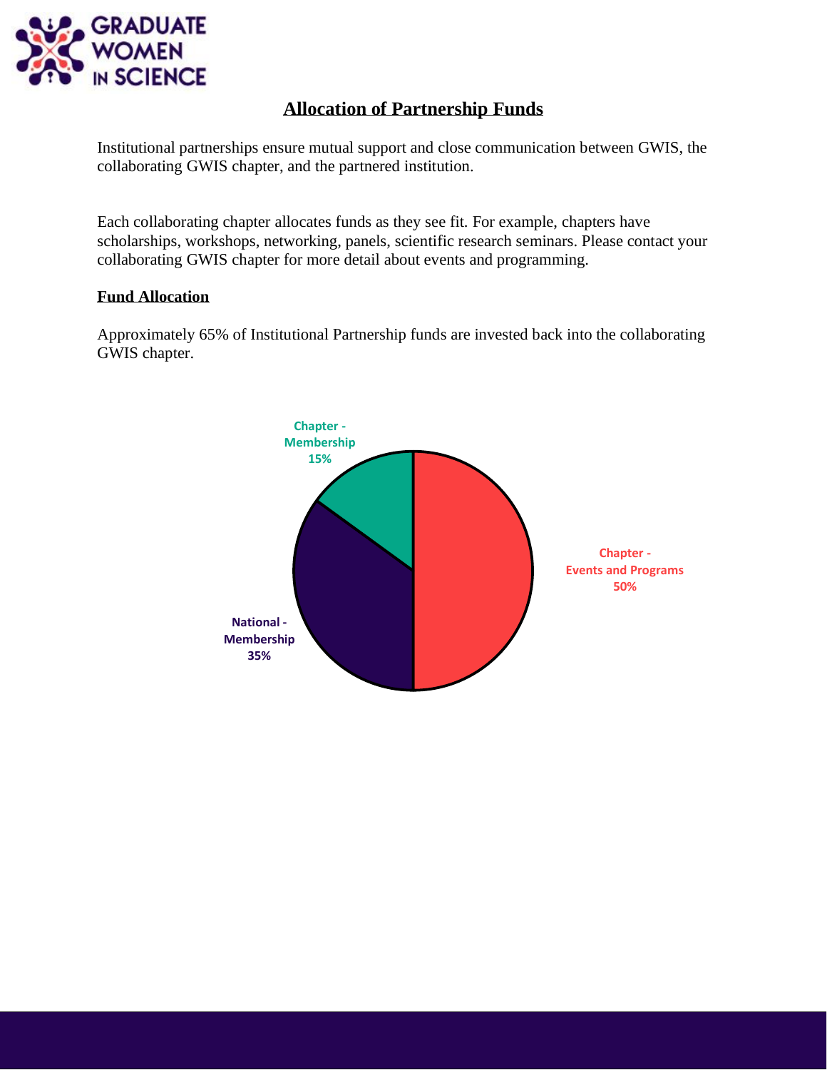# Allocation of Partnership Funds

Institutional partnerships ensure mutual support and close communication between GWIS, the collaborating GWIS chapter, and the partnered institution.

Each collaborating chapter allocates funds as they see fit. For example, chapters have scholarships, workshops, networking, panels, scientific research seminars. Please contact your collaborating GWIS chapter for more detail about events and programming.

**Fund Allocation**

Approximately 65% of Institutional Partnership funds are invested back into the collaborating GWIS chapter.

Chapter - Membership 15%

Chapter - Events and Programs 50%

National - Membership 35%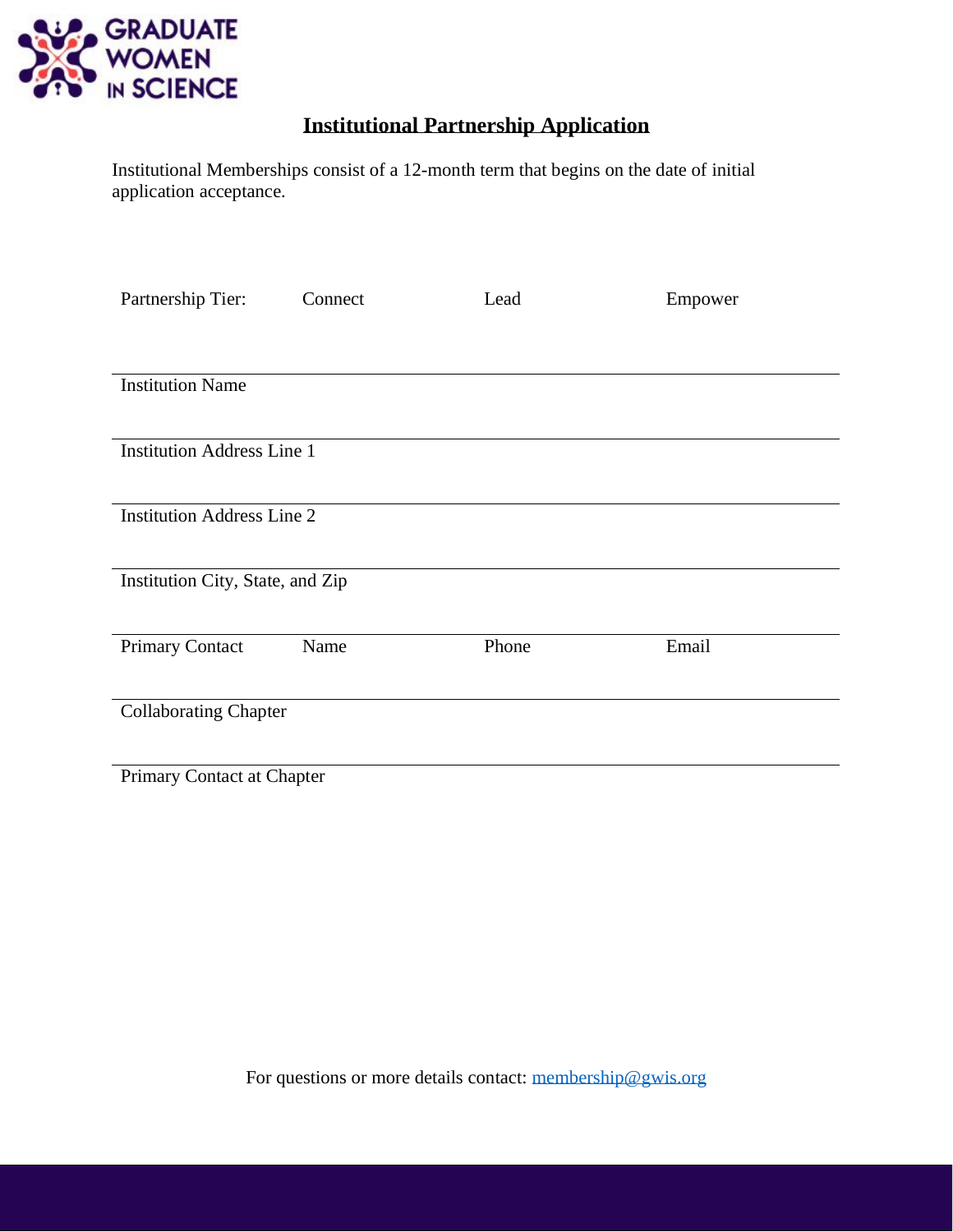# Institutional Partnership Application

Institutional Memberships consist of a 12-month term that begins on the date of initial application acceptance.

Partnership Tier: Connect Lead Empower

Institution Name

Institution Address Line 1

Institution Address Line 2

Institution City, State, and Zip

Primary Contact Name Phone Email

Collaborating Chapter

Primary Contact at Chapter

For questions or more details contact: membership@gwis.org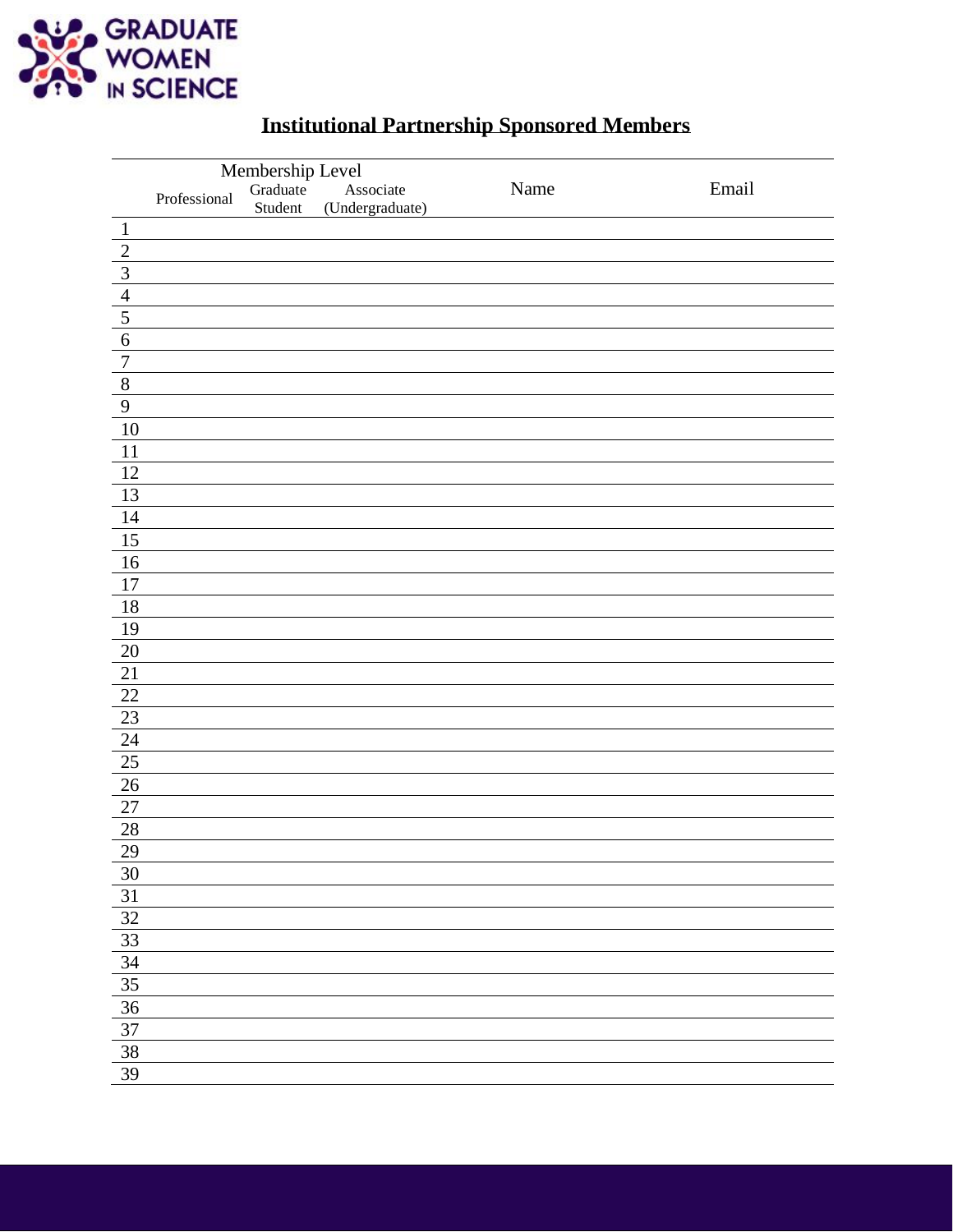GRADUATE WOMEN IN SCIENCE

# Institutional Partnership Sponsored Members

| | Membership Level | | | Name | Email |
|---|---|---|---|---|---|
| | Professional | Graduate Student | Associate (Undergraduate) | | |
| 1 | | | | | |
| 2 | | | | | |
| 3 | | | | | |
| 4 | | | | | |
| 5 | | | | | |
| 6 | | | | | |
| 7 | | | | | |
| 8 | | | | | |
| 9 | | | | | |
| 10 | | | | | |
| 11 | | | | | |
| 12 | | | | | |
| 13 | | | | | |
| 14 | | | | | |
| 15 | | | | | |
| 16 | | | | | |
| 17 | | | | | |
| 18 | | | | | |
| 19 | | | | | |
| 20 | | | | | |
| 21 | | | | | |
| 22 | | | | | |
| 23 | | | | | |
| 24 | | | | | |
| 25 | | | | | |
| 26 | | | | | |
| 27 | | | | | |
| 28 | | | | | |
| 29 | | | | | |
| 30 | | | | | |
| 31 | | | | | |
| 32 | | | | | |
| 33 | | | | | |
| 34 | | | | | |
| 35 | | | | | |
| 36 | | | | | |
| 37 | | | | | |
| 38 | | | | | |
| 39 | | | | | |